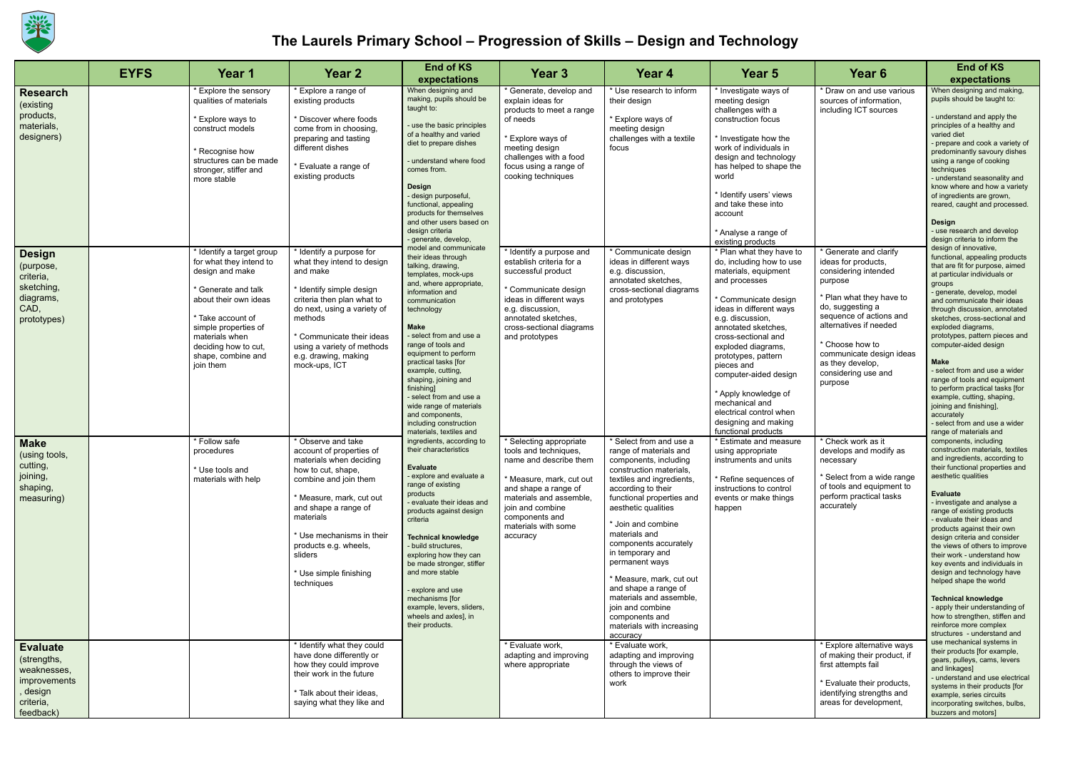# The Laurels Primary School – Progression of Skills – Design and Technology

| | EYFS | Year 1 | Year 2 | End of KS expectations | Year 3 | Year 4 | Year 5 | Year 6 | End of KS expectations |
|---|---|---|---|---|---|---|---|---|---|
| **Research** (existing products, materials, designers) | | * Explore the sensory qualities of materials<br><br>* Explore ways to construct models<br><br>* Recognise how structures can be made stronger, stiffer and more stable | * Explore a range of existing products<br><br>* Discover where foods come from in choosing, preparing and tasting different dishes<br><br>* Evaluate a range of existing products | When designing and making, pupils should be taught to:<br><br>- use the basic principles of a healthy and varied diet to prepare dishes<br><br>- understand where food comes from.<br><br>**Design**<br>- design purposeful, functional, appealing products for themselves and other users based on design criteria<br>- generate, develop, model and communicate their ideas through talking, drawing, templates, mock-ups and, where appropriate, information and communication technology<br><br>**Make**<br>- select from and use a range of tools and equipment to perform practical tasks [for example, cutting, shaping, joining and finishing]<br>- select from and use a wide range of materials and components, including construction materials, textiles and ingredients, according to their characteristics<br><br>**Evaluate**<br>- explore and evaluate a range of existing products<br>- evaluate their ideas and products against design criteria<br><br>**Technical knowledge**<br>- build structures, exploring how they can be made stronger, stiffer and more stable<br><br>- explore and use mechanisms [for example, levers, sliders, wheels and axles], in their products. | * Generate, develop and explain ideas for products to meet a range of needs<br><br>* Explore ways of meeting design challenges with a food focus using a range of cooking techniques | * Use research to inform their design<br><br>* Explore ways of meeting design challenges with a textile focus | * Investigate ways of meeting design challenges with a construction focus<br><br>* Investigate how the work of individuals in design and technology has helped to shape the world<br><br>* Identify users' views and take these into account<br><br>* Analyse a range of existing products | * Draw on and use various sources of information, including ICT sources | When designing and making, pupils should be taught to:<br><br>- understand and apply the principles of a healthy and varied diet<br>- prepare and cook a variety of predominantly savoury dishes using a range of cooking techniques<br>- understand seasonality and know where and how a variety of ingredients are grown, reared, caught and processed.<br><br>**Design**<br>- use research and develop design criteria to inform the design of innovative, functional, appealing products that are fit for purpose, aimed at particular individuals or groups<br>- generate, develop, model and communicate their ideas through discussion, annotated sketches, cross-sectional and exploded diagrams, prototypes, pattern pieces and computer-aided design<br><br>**Make**<br>- select from and use a wider range of tools and equipment to perform practical tasks [for example, cutting, shaping, joining and finishing], accurately<br>- select from and use a wider range of materials and components, including construction materials, textiles and ingredients, according to their functional properties and aesthetic qualities<br><br>**Evaluate**<br>- investigate and analyse a range of existing products<br>- evaluate their ideas and products against their own design criteria and consider the views of others to improve their work - understand how key events and individuals in design and technology have helped shape the world<br><br>**Technical knowledge**<br>- apply their understanding of how to strengthen, stiffen and reinforce more complex structures - understand and use mechanical systems in their products [for example, gears, pulleys, cams, levers and linkages]<br>- understand and use electrical systems in their products [for example, series circuits incorporating switches, bulbs, buzzers and motors] |
| **Design** (purpose, criteria, sketching, diagrams, CAD, prototypes) | | * Identify a target group for what they intend to design and make<br><br>* Generate and talk about their own ideas<br><br>* Take account of simple properties of materials when deciding how to cut, shape, combine and join them | * Identify a purpose for what they intend to design and make<br><br>* Identify simple design criteria then plan what to do next, using a variety of methods<br><br>* Communicate their ideas using a variety of methods e.g. drawing, making mock-ups, ICT | | * Identify a purpose and establish criteria for a successful product<br><br>* Communicate design ideas in different ways e.g. discussion, annotated sketches, cross-sectional diagrams and prototypes | * Communicate design ideas in different ways e.g. discussion, annotated sketches, cross-sectional diagrams and prototypes | * Plan what they have to do, including how to use materials, equipment and processes<br><br>* Communicate design ideas in different ways e.g. discussion, annotated sketches, cross-sectional and exploded diagrams, prototypes, pattern pieces and computer-aided design<br><br>* Apply knowledge of mechanical and electrical control when designing and making functional products | * Generate and clarify ideas for products, considering intended purpose<br><br>* Plan what they have to do, suggesting a sequence of actions and alternatives if needed<br><br>* Choose how to communicate design ideas as they develop, considering use and purpose | |
| **Make** (using tools, cutting, joining, shaping, measuring) | | * Follow safe procedures<br><br>* Use tools and materials with help | * Observe and take account of properties of materials when deciding how to cut, shape, combine and join them<br><br>* Measure, mark, cut out and shape a range of materials<br><br>* Use mechanisms in their products e.g. wheels, sliders<br><br>* Use simple finishing techniques | | * Selecting appropriate tools and techniques, name and describe them<br><br>* Measure, mark, cut out and shape a range of materials and assemble, join and combine components and materials with some accuracy | * Select from and use a range of materials and components, including construction materials, textiles and ingredients, according to their functional properties and aesthetic qualities<br><br>* Join and combine materials and components accurately in temporary and permanent ways<br><br>* Measure, mark, cut out and shape a range of materials and assemble, join and combine components and materials with increasing accuracy | * Estimate and measure using appropriate instruments and units<br><br>* Refine sequences of instructions to control events or make things happen | * Check work as it develops and modify as necessary<br><br>* Select from a wide range of tools and equipment to perform practical tasks accurately | |
| **Evaluate** (strengths, weaknesses, improvements, design criteria, feedback) | | | * Identify what they could have done differently or how they could improve their work in the future<br><br>* Talk about their ideas, saying what they like and | | * Evaluate work, adapting and improving where appropriate | * Evaluate work, adapting and improving through the views of others to improve their work | | * Explore alternative ways of making their product, if first attempts fail<br><br>* Evaluate their products, identifying strengths and areas for development, | |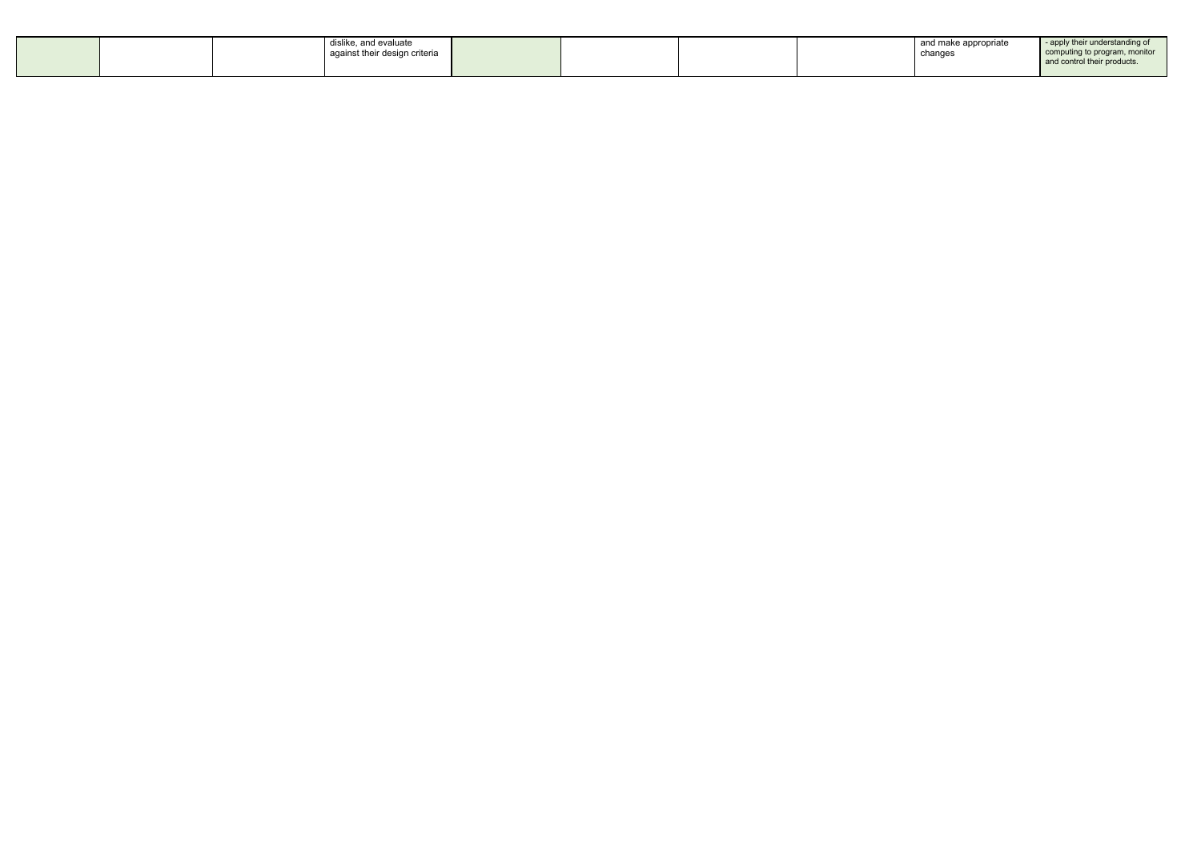| | | | | | | | | | |
|---|---|---|---|---|---|---|---|---|---|
| | | | dislike, and evaluate against their design criteria | | | | | and make appropriate changes | - apply their understanding of computing to program, monitor and control their products. |